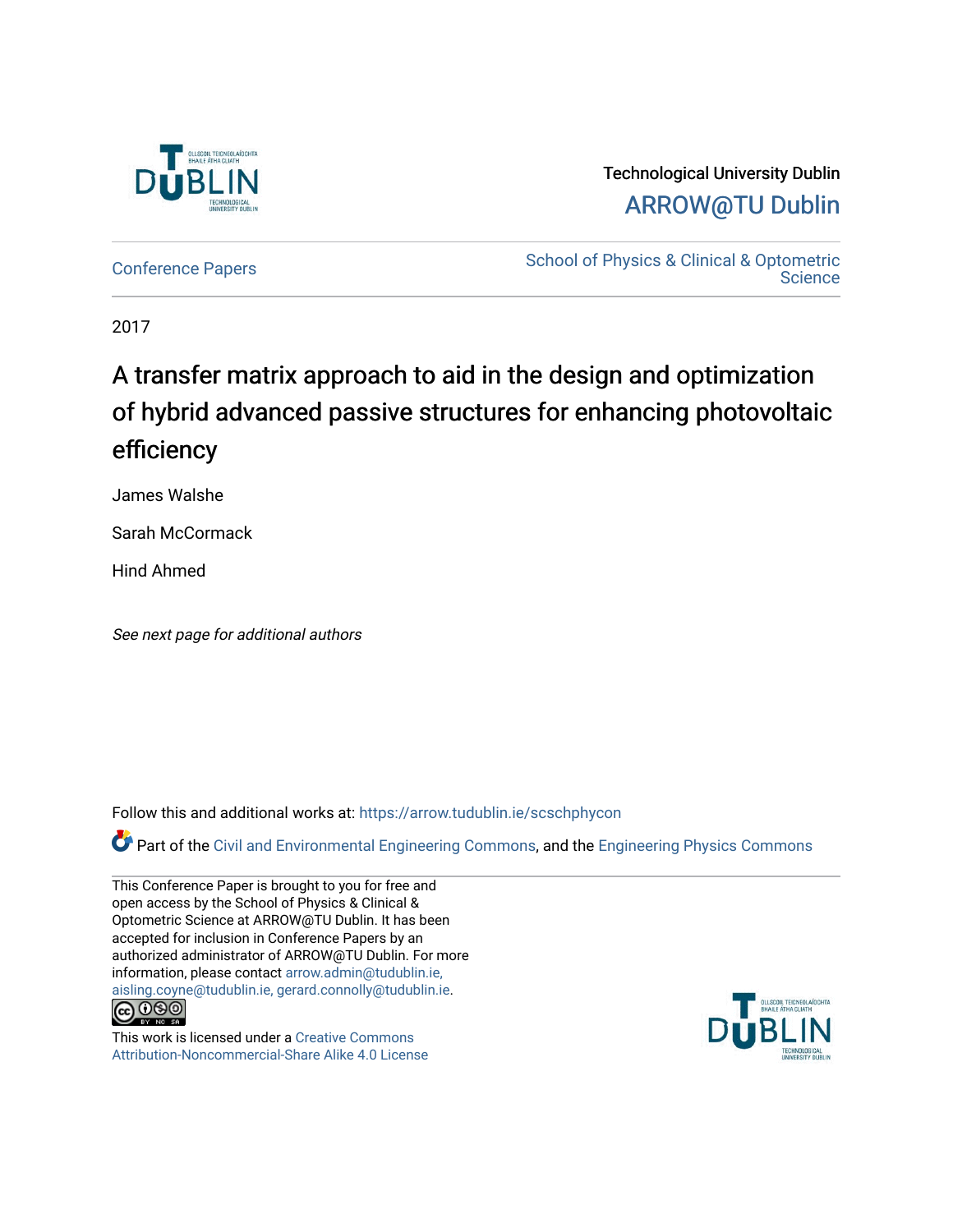Technological University Dublin

ARROW@TU Dublin

Conference Papers

School of Physics & Clinical & Optometric Science

2017

# A transfer matrix approach to aid in the design and optimization of hybrid advanced passive structures for enhancing photovoltaic efficiency

James Walshe

Sarah McCormack

Hind Ahmed

*See next page for additional authors*

Follow this and additional works at: https://arrow.tudublin.ie/scschphycon

Part of the Civil and Environmental Engineering Commons, and the Engineering Physics Commons

This Conference Paper is brought to you for free and open access by the School of Physics & Clinical & Optometric Science at ARROW@TU Dublin. It has been accepted for inclusion in Conference Papers by an authorized administrator of ARROW@TU Dublin. For more information, please contact arrow.admin@tudublin.ie, aisling.coyne@tudublin.ie, gerard.connolly@tudublin.ie.

This work is licensed under a Creative Commons Attribution-Noncommercial-Share Alike 4.0 License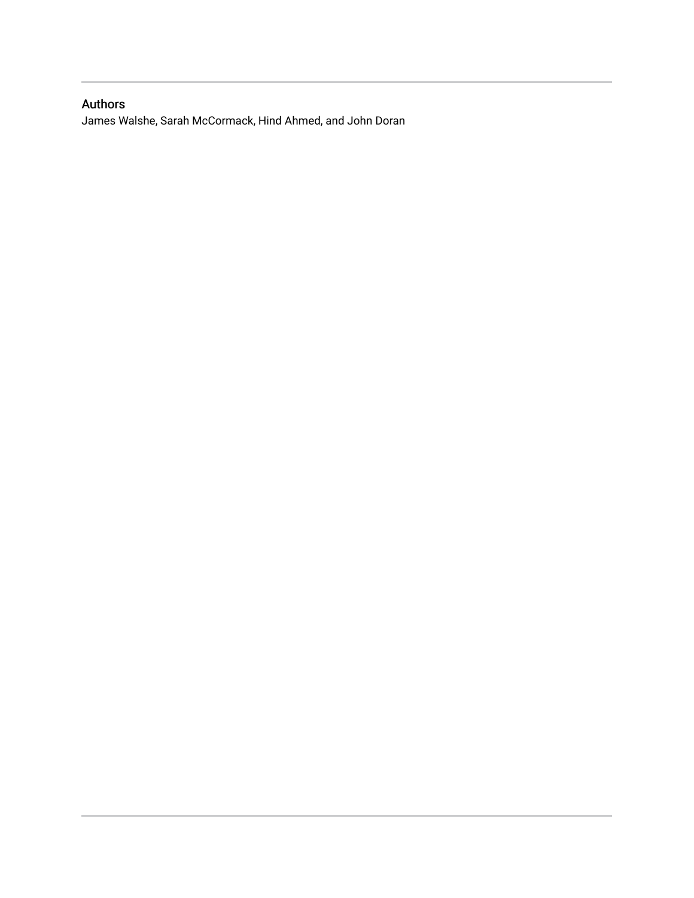## Authors

James Walshe, Sarah McCormack, Hind Ahmed, and John Doran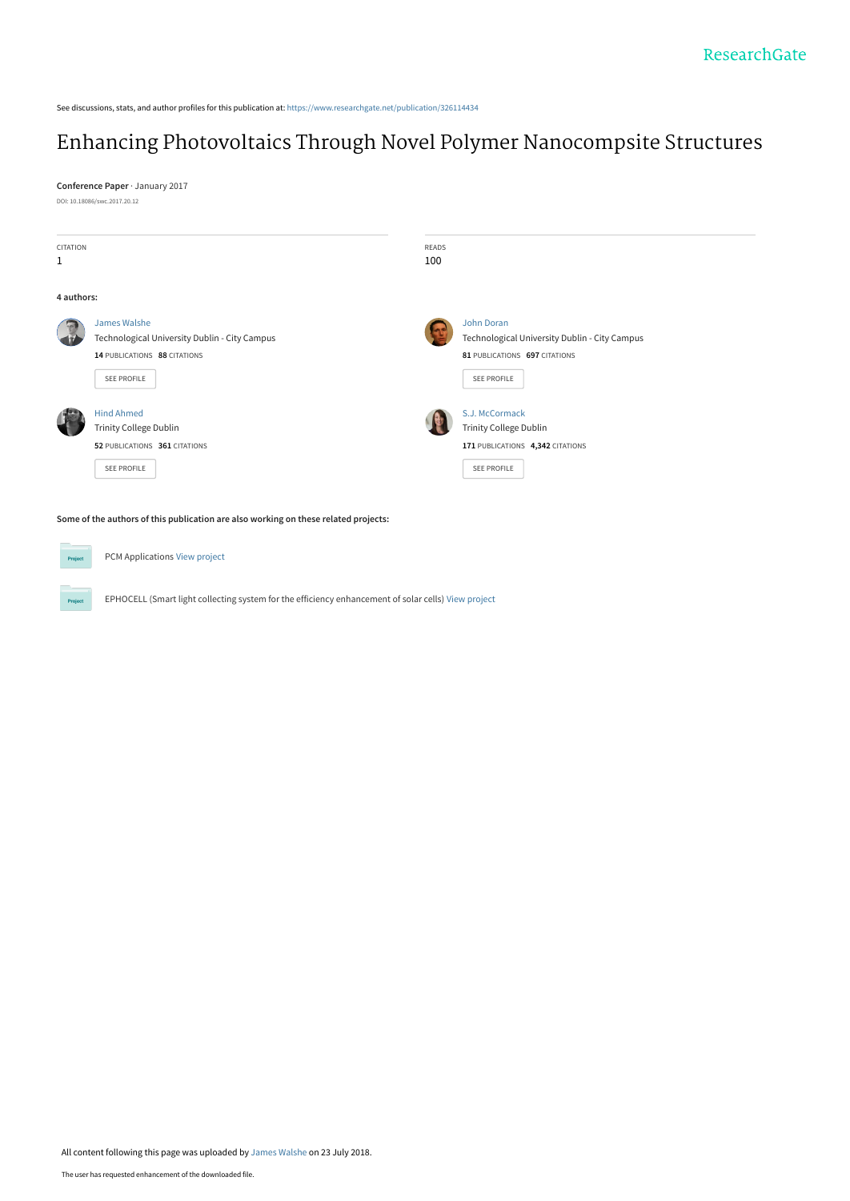See discussions, stats, and author profiles for this publication at: https://www.researchgate.net/publication/326114434

# Enhancing Photovoltaics Through Novel Polymer Nanocompsite Structures

**Conference Paper** · January 2017

DOI: 10.18086/swc.2017.20.12

| CITATION | READS |
| --- | --- |
| 1 | 100 |

**4 authors:**

**James Walshe**
Technological University Dublin - City Campus
14 PUBLICATIONS 88 CITATIONS
SEE PROFILE

**John Doran**
Technological University Dublin - City Campus
81 PUBLICATIONS 697 CITATIONS
SEE PROFILE

**Hind Ahmed**
Trinity College Dublin
52 PUBLICATIONS 361 CITATIONS
SEE PROFILE

**S.J. McCormack**
Trinity College Dublin
171 PUBLICATIONS 4,342 CITATIONS
SEE PROFILE

**Some of the authors of this publication are also working on these related projects:**

PCM Applications View project

EPHOCELL (Smart light collecting system for the efficiency enhancement of solar cells) View project

All content following this page was uploaded by James Walshe on 23 July 2018.

The user has requested enhancement of the downloaded file.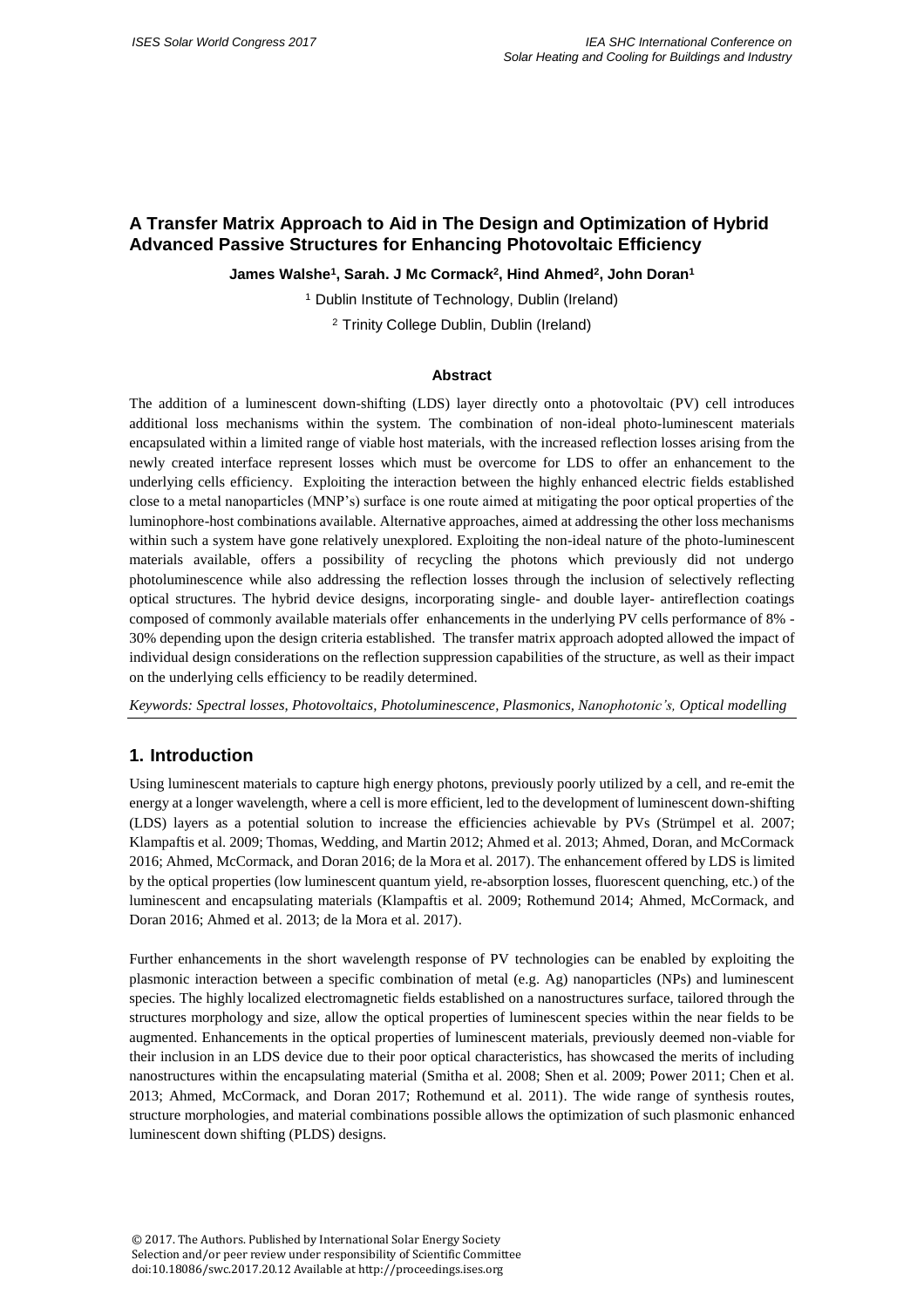# A Transfer Matrix Approach to Aid in The Design and Optimization of Hybrid Advanced Passive Structures for Enhancing Photovoltaic Efficiency

**James Walshe[1], Sarah. J Mc Cormack[2], Hind Ahmed[2], John Doran[1]**

[1] Dublin Institute of Technology, Dublin (Ireland)

[2] Trinity College Dublin, Dublin (Ireland)

### Abstract

The addition of a luminescent down-shifting (LDS) layer directly onto a photovoltaic (PV) cell introduces additional loss mechanisms within the system. The combination of non-ideal photo-luminescent materials encapsulated within a limited range of viable host materials, with the increased reflection losses arising from the newly created interface represent losses which must be overcome for LDS to offer an enhancement to the underlying cells efficiency. Exploiting the interaction between the highly enhanced electric fields established close to a metal nanoparticles (MNP's) surface is one route aimed at mitigating the poor optical properties of the luminophore-host combinations available. Alternative approaches, aimed at addressing the other loss mechanisms within such a system have gone relatively unexplored. Exploiting the non-ideal nature of the photo-luminescent materials available, offers a possibility of recycling the photons which previously did not undergo photoluminescence while also addressing the reflection losses through the inclusion of selectively reflecting optical structures. The hybrid device designs, incorporating single- and double layer- antireflection coatings composed of commonly available materials offer enhancements in the underlying PV cells performance of 8% - 30% depending upon the design criteria established. The transfer matrix approach adopted allowed the impact of individual design considerations on the reflection suppression capabilities of the structure, as well as their impact on the underlying cells efficiency to be readily determined.

*Keywords: Spectral losses, Photovoltaics, Photoluminescence, Plasmonics, Nanophotonic's, Optical modelling*

## 1. Introduction

Using luminescent materials to capture high energy photons, previously poorly utilized by a cell, and re-emit the energy at a longer wavelength, where a cell is more efficient, led to the development of luminescent down-shifting (LDS) layers as a potential solution to increase the efficiencies achievable by PVs (Strümpel et al. 2007; Klampaftis et al. 2009; Thomas, Wedding, and Martin 2012; Ahmed et al. 2013; Ahmed, Doran, and McCormack 2016; Ahmed, McCormack, and Doran 2016; de la Mora et al. 2017). The enhancement offered by LDS is limited by the optical properties (low luminescent quantum yield, re-absorption losses, fluorescent quenching, etc.) of the luminescent and encapsulating materials (Klampaftis et al. 2009; Rothemund 2014; Ahmed, McCormack, and Doran 2016; Ahmed et al. 2013; de la Mora et al. 2017).

Further enhancements in the short wavelength response of PV technologies can be enabled by exploiting the plasmonic interaction between a specific combination of metal (e.g. Ag) nanoparticles (NPs) and luminescent species. The highly localized electromagnetic fields established on a nanostructures surface, tailored through the structures morphology and size, allow the optical properties of luminescent species within the near fields to be augmented. Enhancements in the optical properties of luminescent materials, previously deemed non-viable for their inclusion in an LDS device due to their poor optical characteristics, has showcased the merits of including nanostructures within the encapsulating material (Smitha et al. 2008; Shen et al. 2009; Power 2011; Chen et al. 2013; Ahmed, McCormack, and Doran 2017; Rothemund et al. 2011). The wide range of synthesis routes, structure morphologies, and material combinations possible allows the optimization of such plasmonic enhanced luminescent down shifting (PLDS) designs.

© 2017. The Authors. Published by International Solar Energy Society
Selection and/or peer review under responsibility of Scientific Committee
doi:10.18086/swc.2017.20.12 Available at http://proceedings.ises.org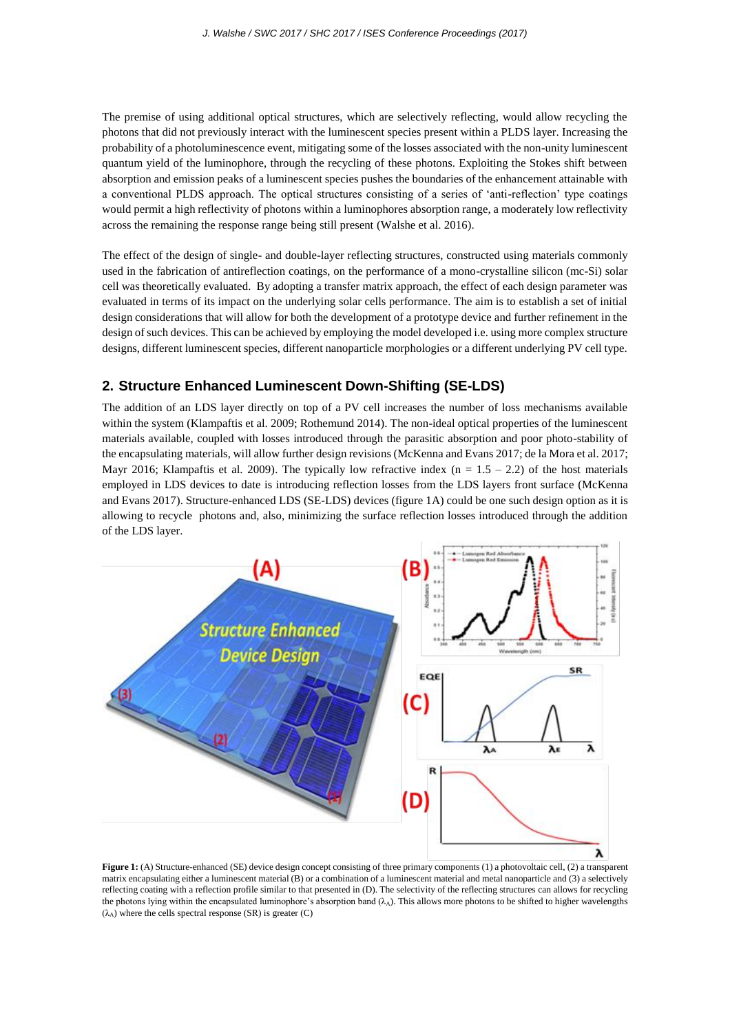The premise of using additional optical structures, which are selectively reflecting, would allow recycling the photons that did not previously interact with the luminescent species present within a PLDS layer. Increasing the probability of a photoluminescence event, mitigating some of the losses associated with the non-unity luminescent quantum yield of the luminophore, through the recycling of these photons. Exploiting the Stokes shift between absorption and emission peaks of a luminescent species pushes the boundaries of the enhancement attainable with a conventional PLDS approach. The optical structures consisting of a series of 'anti-reflection' type coatings would permit a high reflectivity of photons within a luminophores absorption range, a moderately low reflectivity across the remaining the response range being still present (Walshe et al. 2016).

The effect of the design of single- and double-layer reflecting structures, constructed using materials commonly used in the fabrication of antireflection coatings, on the performance of a mono-crystalline silicon (mc-Si) solar cell was theoretically evaluated. By adopting a transfer matrix approach, the effect of each design parameter was evaluated in terms of its impact on the underlying solar cells performance. The aim is to establish a set of initial design considerations that will allow for both the development of a prototype device and further refinement in the design of such devices. This can be achieved by employing the model developed i.e. using more complex structure designs, different luminescent species, different nanoparticle morphologies or a different underlying PV cell type.

## 2. Structure Enhanced Luminescent Down-Shifting (SE-LDS)

The addition of an LDS layer directly on top of a PV cell increases the number of loss mechanisms available within the system (Klampaftis et al. 2009; Rothemund 2014). The non-ideal optical properties of the luminescent materials available, coupled with losses introduced through the parasitic absorption and poor photo-stability of the encapsulating materials, will allow further design revisions (McKenna and Evans 2017; de la Mora et al. 2017; Mayr 2016; Klampaftis et al. 2009). The typically low refractive index ($n = 1.5 - 2.2$) of the host materials employed in LDS devices to date is introducing reflection losses from the LDS layers front surface (McKenna and Evans 2017). Structure-enhanced LDS (SE-LDS) devices (figure 1A) could be one such design option as it is allowing to recycle photons and, also, minimizing the surface reflection losses introduced through the addition of the LDS layer.

**Figure 1:** (A) Structure-enhanced (SE) device design concept consisting of three primary components (1) a photovoltaic cell, (2) a transparent matrix encapsulating either a luminescent material (B) or a combination of a luminescent material and metal nanoparticle and (3) a selectively reflecting coating with a reflection profile similar to that presented in (D). The selectivity of the reflecting structures can allows for recycling the photons lying within the encapsulated luminophore's absorption band ($\lambda_A$). This allows more photons to be shifted to higher wavelengths ($\lambda_A$) where the cells spectral response (SR) is greater (C)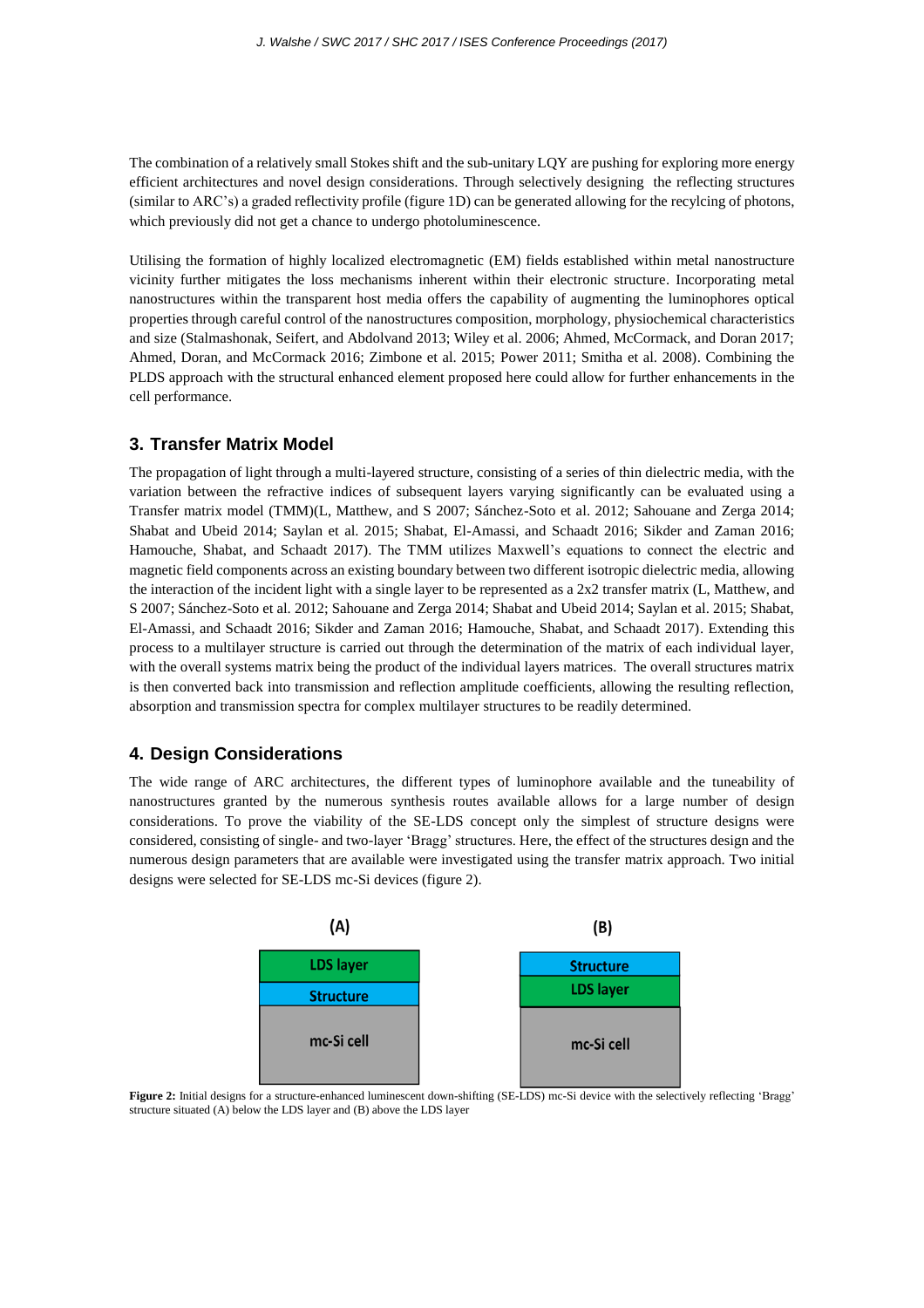The combination of a relatively small Stokes shift and the sub-unitary LQY are pushing for exploring more energy efficient architectures and novel design considerations. Through selectively designing the reflecting structures (similar to ARC's) a graded reflectivity profile (figure 1D) can be generated allowing for the recylcing of photons, which previously did not get a chance to undergo photoluminescence.

Utilising the formation of highly localized electromagnetic (EM) fields established within metal nanostructure vicinity further mitigates the loss mechanisms inherent within their electronic structure. Incorporating metal nanostructures within the transparent host media offers the capability of augmenting the luminophores optical properties through careful control of the nanostructures composition, morphology, physiochemical characteristics and size (Stalmashonak, Seifert, and Abdolvand 2013; Wiley et al. 2006; Ahmed, McCormack, and Doran 2017; Ahmed, Doran, and McCormack 2016; Zimbone et al. 2015; Power 2011; Smitha et al. 2008). Combining the PLDS approach with the structural enhanced element proposed here could allow for further enhancements in the cell performance.

## 3. Transfer Matrix Model

The propagation of light through a multi-layered structure, consisting of a series of thin dielectric media, with the variation between the refractive indices of subsequent layers varying significantly can be evaluated using a Transfer matrix model (TMM)(L, Matthew, and S 2007; Sánchez-Soto et al. 2012; Sahouane and Zerga 2014; Shabat and Ubeid 2014; Saylan et al. 2015; Shabat, El-Amassi, and Schaadt 2016; Sikder and Zaman 2016; Hamouche, Shabat, and Schaadt 2017). The TMM utilizes Maxwell's equations to connect the electric and magnetic field components across an existing boundary between two different isotropic dielectric media, allowing the interaction of the incident light with a single layer to be represented as a 2x2 transfer matrix (L, Matthew, and S 2007; Sánchez-Soto et al. 2012; Sahouane and Zerga 2014; Shabat and Ubeid 2014; Saylan et al. 2015; Shabat, El-Amassi, and Schaadt 2016; Sikder and Zaman 2016; Hamouche, Shabat, and Schaadt 2017). Extending this process to a multilayer structure is carried out through the determination of the matrix of each individual layer, with the overall systems matrix being the product of the individual layers matrices. The overall structures matrix is then converted back into transmission and reflection amplitude coefficients, allowing the resulting reflection, absorption and transmission spectra for complex multilayer structures to be readily determined.

## 4. Design Considerations

The wide range of ARC architectures, the different types of luminophore available and the tuneability of nanostructures granted by the numerous synthesis routes available allows for a large number of design considerations. To prove the viability of the SE-LDS concept only the simplest of structure designs were considered, consisting of single- and two-layer 'Bragg' structures. Here, the effect of the structures design and the numerous design parameters that are available were investigated using the transfer matrix approach. Two initial designs were selected for SE-LDS mc-Si devices (figure 2).

**(A)**

| LDS layer |
|---|
| Structure |
| mc-Si cell |

**(B)**

| Structure |
|---|
| LDS layer |
| mc-Si cell |

**Figure 2:** Initial designs for a structure-enhanced luminescent down-shifting (SE-LDS) mc-Si device with the selectively reflecting 'Bragg' structure situated (A) below the LDS layer and (B) above the LDS layer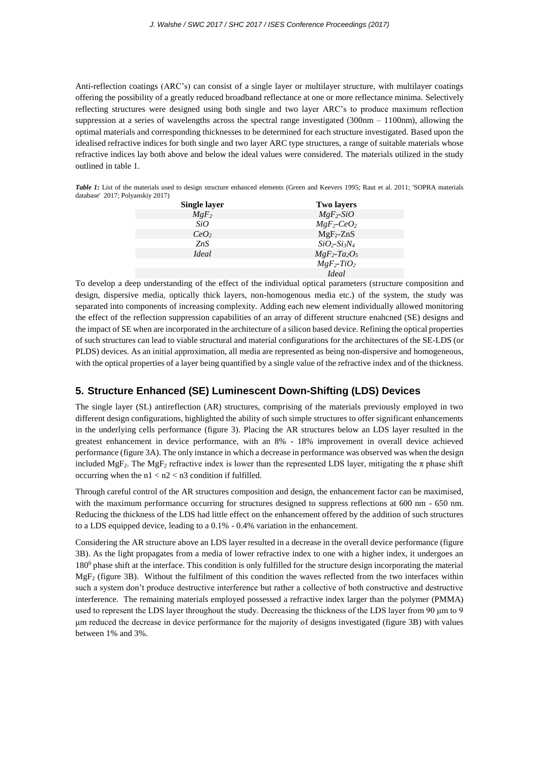Anti-reflection coatings (ARC's) can consist of a single layer or multilayer structure, with multilayer coatings offering the possibility of a greatly reduced broadband reflectance at one or more reflectance minima. Selectively reflecting structures were designed using both single and two layer ARC's to produce maximum reflection suppression at a series of wavelengths across the spectral range investigated (300nm – 1100nm), allowing the optimal materials and corresponding thicknesses to be determined for each structure investigated. Based upon the idealised refractive indices for both single and two layer ARC type structures, a range of suitable materials whose refractive indices lay both above and below the ideal values were considered. The materials utilized in the study outlined in table 1.

***Table 1:*** List of the materials used to design structure enhanced elements (Green and Keevers 1995; Raut et al. 2011; 'SOPRA materials database' 2017; Polyanskiy 2017)

| Single layer | Two layers |
|---|---|
| $MgF_2$ | $MgF_2$-$SiO$ |
| $SiO$ | $MgF_2$-$CeO_2$ |
| $CeO_2$ | $MgF_2$-$ZnS$ |
| $ZnS$ | $SiO_2$-$Si_3N_4$ |
| *Ideal* | $MgF_2$-$Ta_2O_5$ |
| | $MgF_2$-$TiO_2$ |
| | *Ideal* |

To develop a deep understanding of the effect of the individual optical parameters (structure composition and design, dispersive media, optically thick layers, non-homogenous media etc.) of the system, the study was separated into components of increasing complexity. Adding each new element individually allowed monitoring the effect of the reflection suppression capabilities of an array of different structure enahcned (SE) designs and the impact of SE when are incorporated in the architecture of a silicon based device. Refining the optical properties of such structures can lead to viable structural and material configurations for the architectures of the SE-LDS (or PLDS) devices. As an initial approximation, all media are represented as being non-dispersive and homogeneous, with the optical properties of a layer being quantified by a single value of the refractive index and of the thickness.

## 5. Structure Enhanced (SE) Luminescent Down-Shifting (LDS) Devices

The single layer (SL) antireflection (AR) structures, comprising of the materials previously employed in two different design configurations, highlighted the ability of such simple structures to offer significant enhancements in the underlying cells performance (figure 3). Placing the AR structures below an LDS layer resulted in the greatest enhancement in device performance, with an 8% - 18% improvement in overall device achieved performance (figure 3A). The only instance in which a decrease in performance was observed was when the design included $MgF_2$. The $MgF_2$ refractive index is lower than the represented LDS layer, mitigating the $\pi$ phase shift occurring when the $n1 < n2 < n3$ condition if fulfilled.

Through careful control of the AR structures composition and design, the enhancement factor can be maximised, with the maximum performance occurring for structures designed to suppress reflections at 600 nm - 650 nm. Reducing the thickness of the LDS had little effect on the enhancement offered by the addition of such structures to a LDS equipped device, leading to a 0.1% - 0.4% variation in the enhancement.

Considering the AR structure above an LDS layer resulted in a decrease in the overall device performance (figure 3B). As the light propagates from a media of lower refractive index to one with a higher index, it undergoes an $180^0$ phase shift at the interface. This condition is only fulfilled for the structure design incorporating the material $MgF_2$ (figure 3B). Without the fulfilment of this condition the waves reflected from the two interfaces within such a system don't produce destructive interference but rather a collective of both constructive and destructive interference. The remaining materials employed possessed a refractive index larger than the polymer (PMMA) used to represent the LDS layer throughout the study. Decreasing the thickness of the LDS layer from 90 μm to 9 μm reduced the decrease in device performance for the majority of designs investigated (figure 3B) with values between 1% and 3%.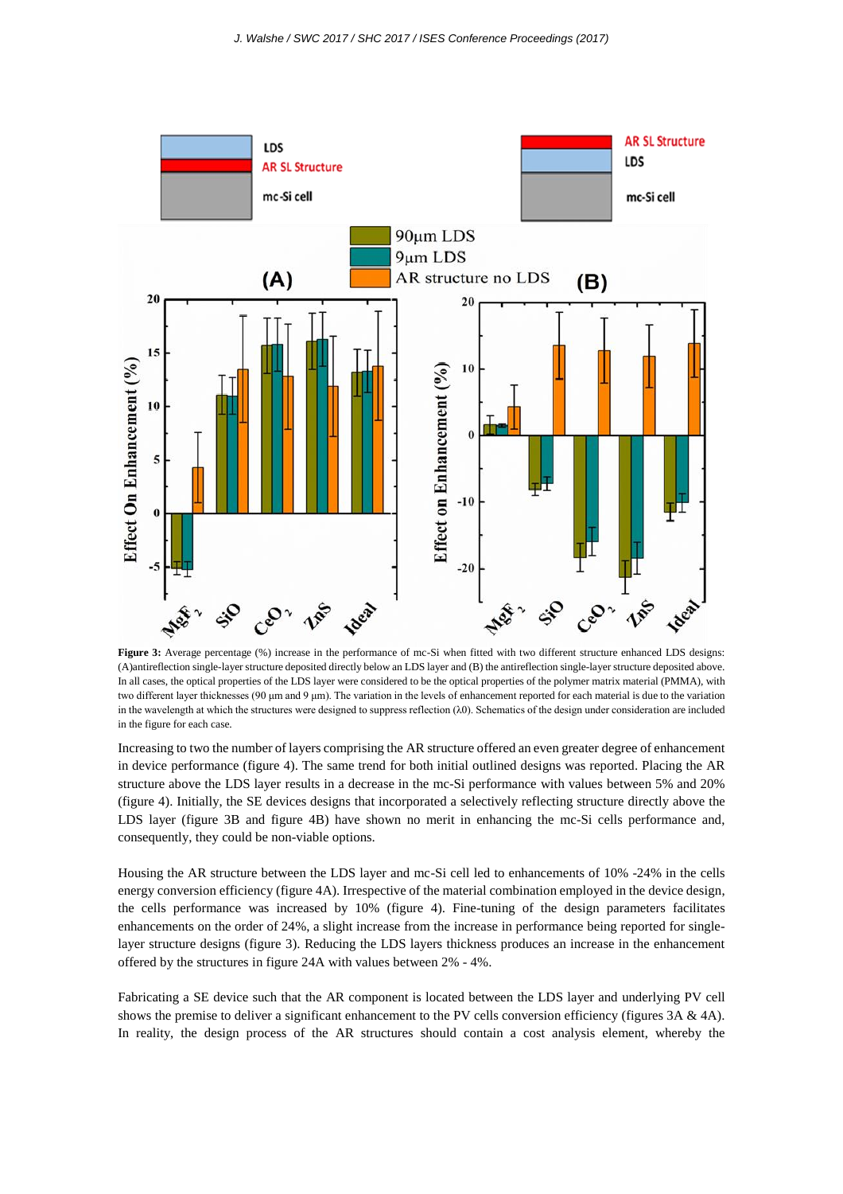**Figure 3:** Average percentage (%) increase in the performance of mc-Si when fitted with two different structure enhanced LDS designs: (A)antireflection single-layer structure deposited directly below an LDS layer and (B) the antireflection single-layer structure deposited above. In all cases, the optical properties of the LDS layer were considered to be the optical properties of the polymer matrix material (PMMA), with two different layer thicknesses (90 µm and 9 µm). The variation in the levels of enhancement reported for each material is due to the variation in the wavelength at which the structures were designed to suppress reflection ($\lambda 0$). Schematics of the design under consideration are included in the figure for each case.

Increasing to two the number of layers comprising the AR structure offered an even greater degree of enhancement in device performance (figure 4). The same trend for both initial outlined designs was reported. Placing the AR structure above the LDS layer results in a decrease in the mc-Si performance with values between 5% and 20% (figure 4). Initially, the SE devices designs that incorporated a selectively reflecting structure directly above the LDS layer (figure 3B and figure 4B) have shown no merit in enhancing the mc-Si cells performance and, consequently, they could be non-viable options.

Housing the AR structure between the LDS layer and mc-Si cell led to enhancements of 10% -24% in the cells energy conversion efficiency (figure 4A). Irrespective of the material combination employed in the device design, the cells performance was increased by 10% (figure 4). Fine-tuning of the design parameters facilitates enhancements on the order of 24%, a slight increase from the increase in performance being reported for single-layer structure designs (figure 3). Reducing the LDS layers thickness produces an increase in the enhancement offered by the structures in figure 24A with values between 2% - 4%.

Fabricating a SE device such that the AR component is located between the LDS layer and underlying PV cell shows the premise to deliver a significant enhancement to the PV cells conversion efficiency (figures 3A & 4A). In reality, the design process of the AR structures should contain a cost analysis element, whereby the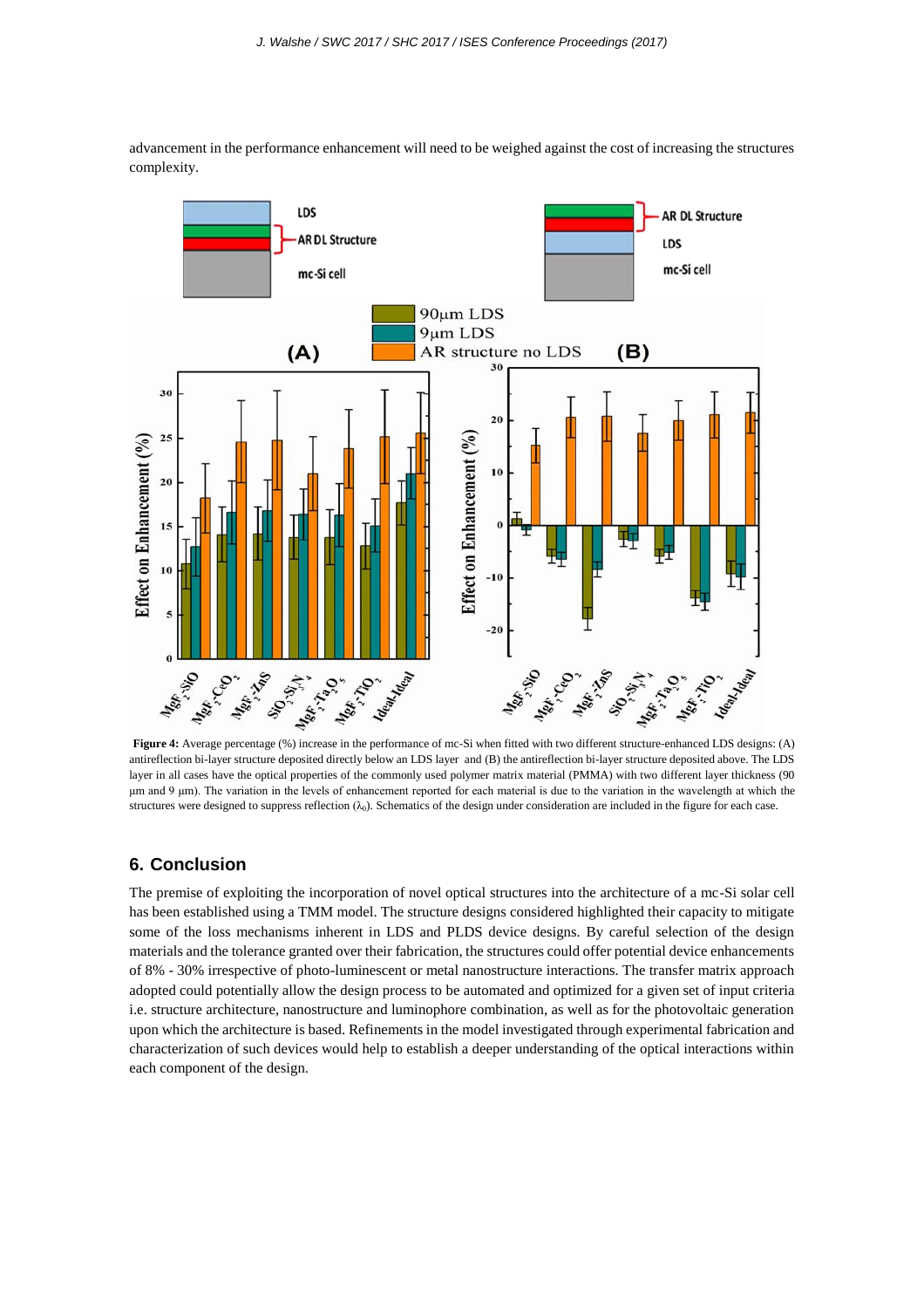advancement in the performance enhancement will need to be weighed against the cost of increasing the structures complexity.

**Figure 4:** Average percentage (%) increase in the performance of mc-Si when fitted with two different structure-enhanced LDS designs: (A) antireflection bi-layer structure deposited directly below an LDS layer and (B) the antireflection bi-layer structure deposited above. The LDS layer in all cases have the optical properties of the commonly used polymer matrix material (PMMA) with two different layer thickness (90 μm and 9 μm). The variation in the levels of enhancement reported for each material is due to the variation in the wavelength at which the structures were designed to suppress reflection ($\lambda_0$). Schematics of the design under consideration are included in the figure for each case.

## 6. Conclusion

The premise of exploiting the incorporation of novel optical structures into the architecture of a mc-Si solar cell has been established using a TMM model. The structure designs considered highlighted their capacity to mitigate some of the loss mechanisms inherent in LDS and PLDS device designs. By careful selection of the design materials and the tolerance granted over their fabrication, the structures could offer potential device enhancements of 8% - 30% irrespective of photo-luminescent or metal nanostructure interactions. The transfer matrix approach adopted could potentially allow the design process to be automated and optimized for a given set of input criteria i.e. structure architecture, nanostructure and luminophore combination, as well as for the photovoltaic generation upon which the architecture is based. Refinements in the model investigated through experimental fabrication and characterization of such devices would help to establish a deeper understanding of the optical interactions within each component of the design.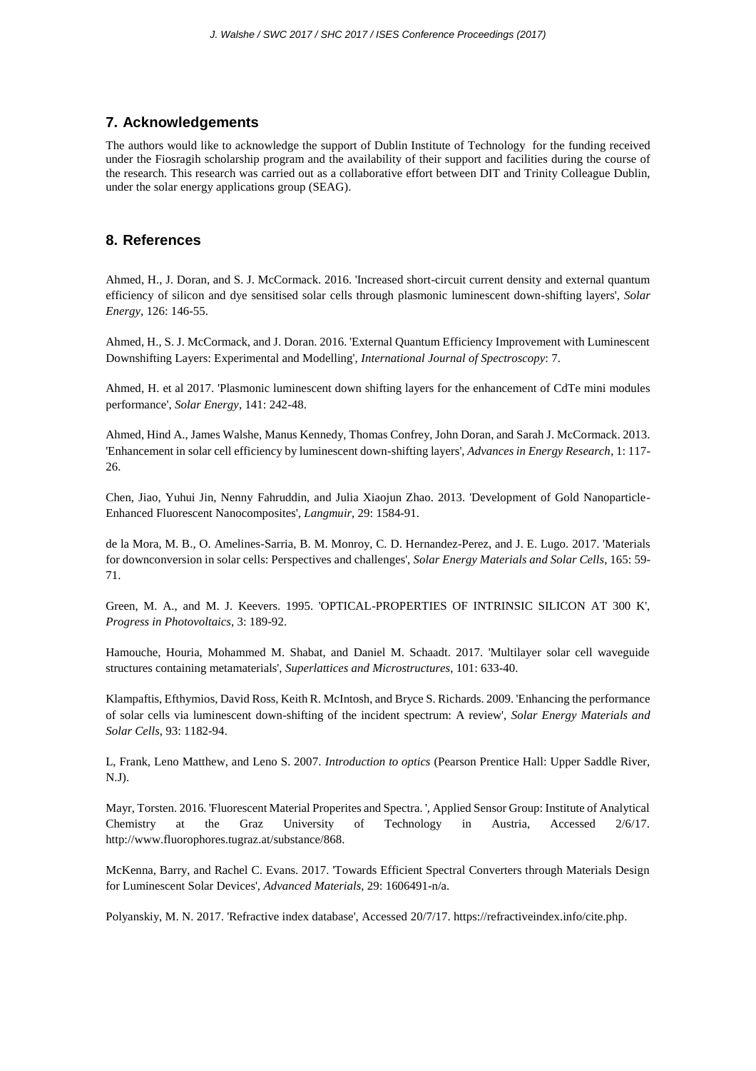## 7. Acknowledgements

The authors would like to acknowledge the support of Dublin Institute of Technology for the funding received under the Fiosragih scholarship program and the availability of their support and facilities during the course of the research. This research was carried out as a collaborative effort between DIT and Trinity Colleague Dublin, under the solar energy applications group (SEAG).

## 8. References

Ahmed, H., J. Doran, and S. J. McCormack. 2016. 'Increased short-circuit current density and external quantum efficiency of silicon and dye sensitised solar cells through plasmonic luminescent down-shifting layers', *Solar Energy*, 126: 146-55.

Ahmed, H., S. J. McCormack, and J. Doran. 2016. 'External Quantum Efficiency Improvement with Luminescent Downshifting Layers: Experimental and Modelling', *International Journal of Spectroscopy*: 7.

Ahmed, H. et al 2017. 'Plasmonic luminescent down shifting layers for the enhancement of CdTe mini modules performance', *Solar Energy*, 141: 242-48.

Ahmed, Hind A., James Walshe, Manus Kennedy, Thomas Confrey, John Doran, and Sarah J. McCormack. 2013. 'Enhancement in solar cell efficiency by luminescent down-shifting layers', *Advances in Energy Research*, 1: 117-26.

Chen, Jiao, Yuhui Jin, Nenny Fahruddin, and Julia Xiaojun Zhao. 2013. 'Development of Gold Nanoparticle-Enhanced Fluorescent Nanocomposites', *Langmuir*, 29: 1584-91.

de la Mora, M. B., O. Amelines-Sarria, B. M. Monroy, C. D. Hernandez-Perez, and J. E. Lugo. 2017. 'Materials for downconversion in solar cells: Perspectives and challenges', *Solar Energy Materials and Solar Cells*, 165: 59-71.

Green, M. A., and M. J. Keevers. 1995. 'OPTICAL-PROPERTIES OF INTRINSIC SILICON AT 300 K', *Progress in Photovoltaics*, 3: 189-92.

Hamouche, Houria, Mohammed M. Shabat, and Daniel M. Schaadt. 2017. 'Multilayer solar cell waveguide structures containing metamaterials', *Superlattices and Microstructures*, 101: 633-40.

Klampaftis, Efthymios, David Ross, Keith R. McIntosh, and Bryce S. Richards. 2009. 'Enhancing the performance of solar cells via luminescent down-shifting of the incident spectrum: A review', *Solar Energy Materials and Solar Cells*, 93: 1182-94.

L, Frank, Leno Matthew, and Leno S. 2007. *Introduction to optics* (Pearson Prentice Hall: Upper Saddle River, N.J).

Mayr, Torsten. 2016. 'Fluorescent Material Properites and Spectra. ', Applied Sensor Group: Institute of Analytical Chemistry at the Graz University of Technology in Austria, Accessed 2/6/17. http://www.fluorophores.tugraz.at/substance/868.

McKenna, Barry, and Rachel C. Evans. 2017. 'Towards Efficient Spectral Converters through Materials Design for Luminescent Solar Devices', *Advanced Materials*, 29: 1606491-n/a.

Polyanskiy, M. N. 2017. 'Refractive index database', Accessed 20/7/17. https://refractiveindex.info/cite.php.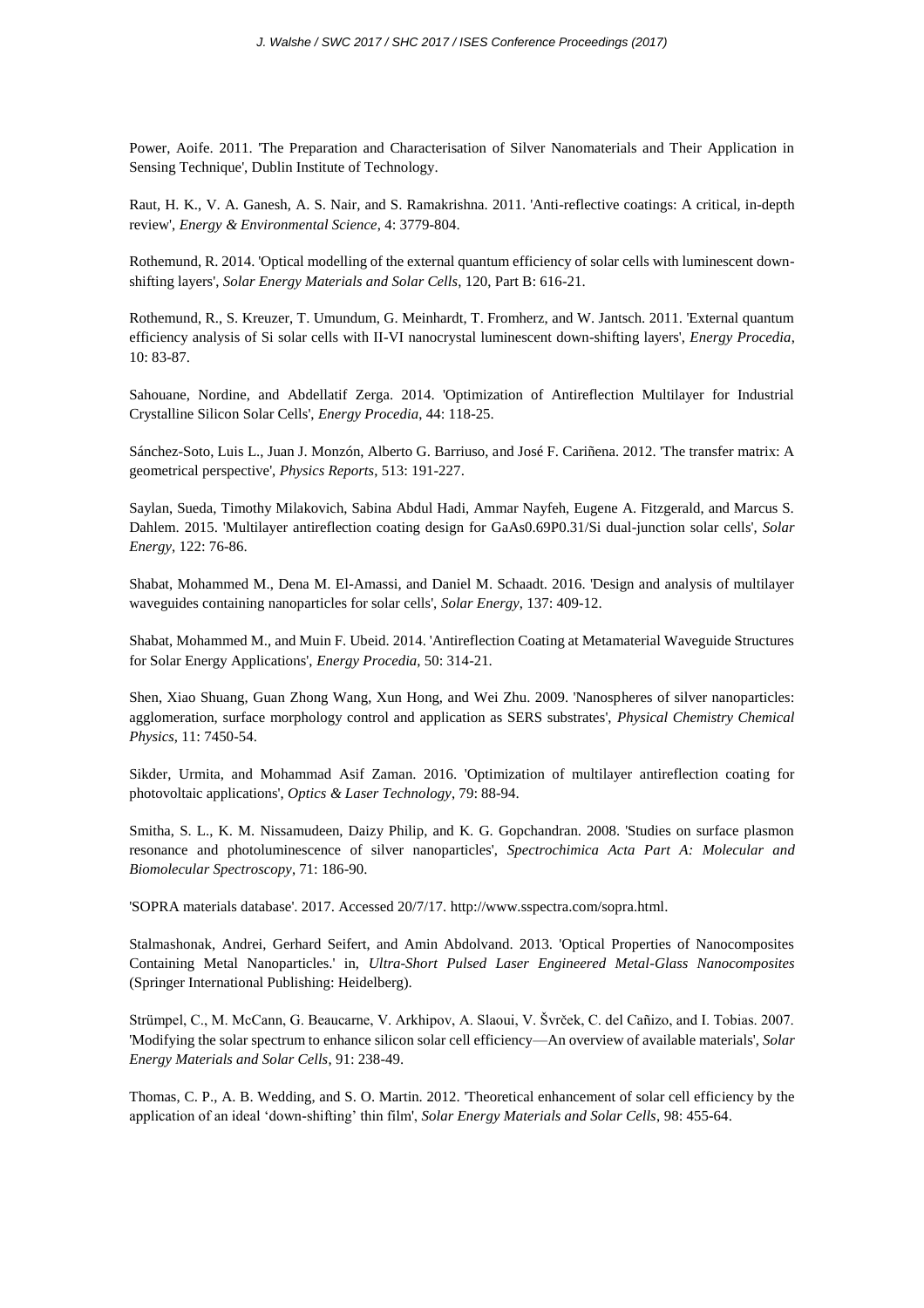Power, Aoife. 2011. 'The Preparation and Characterisation of Silver Nanomaterials and Their Application in Sensing Technique', Dublin Institute of Technology.

Raut, H. K., V. A. Ganesh, A. S. Nair, and S. Ramakrishna. 2011. 'Anti-reflective coatings: A critical, in-depth review', *Energy & Environmental Science*, 4: 3779-804.

Rothemund, R. 2014. 'Optical modelling of the external quantum efficiency of solar cells with luminescent down-shifting layers', *Solar Energy Materials and Solar Cells*, 120, Part B: 616-21.

Rothemund, R., S. Kreuzer, T. Umundum, G. Meinhardt, T. Fromherz, and W. Jantsch. 2011. 'External quantum efficiency analysis of Si solar cells with II-VI nanocrystal luminescent down-shifting layers', *Energy Procedia*, 10: 83-87.

Sahouane, Nordine, and Abdellatif Zerga. 2014. 'Optimization of Antireflection Multilayer for Industrial Crystalline Silicon Solar Cells', *Energy Procedia*, 44: 118-25.

Sánchez-Soto, Luis L., Juan J. Monzón, Alberto G. Barriuso, and José F. Cariñena. 2012. 'The transfer matrix: A geometrical perspective', *Physics Reports*, 513: 191-227.

Saylan, Sueda, Timothy Milakovich, Sabina Abdul Hadi, Ammar Nayfeh, Eugene A. Fitzgerald, and Marcus S. Dahlem. 2015. 'Multilayer antireflection coating design for GaAs0.69P0.31/Si dual-junction solar cells', *Solar Energy*, 122: 76-86.

Shabat, Mohammed M., Dena M. El-Amassi, and Daniel M. Schaadt. 2016. 'Design and analysis of multilayer waveguides containing nanoparticles for solar cells', *Solar Energy*, 137: 409-12.

Shabat, Mohammed M., and Muin F. Ubeid. 2014. 'Antireflection Coating at Metamaterial Waveguide Structures for Solar Energy Applications', *Energy Procedia*, 50: 314-21.

Shen, Xiao Shuang, Guan Zhong Wang, Xun Hong, and Wei Zhu. 2009. 'Nanospheres of silver nanoparticles: agglomeration, surface morphology control and application as SERS substrates', *Physical Chemistry Chemical Physics*, 11: 7450-54.

Sikder, Urmita, and Mohammad Asif Zaman. 2016. 'Optimization of multilayer antireflection coating for photovoltaic applications', *Optics & Laser Technology*, 79: 88-94.

Smitha, S. L., K. M. Nissamudeen, Daizy Philip, and K. G. Gopchandran. 2008. 'Studies on surface plasmon resonance and photoluminescence of silver nanoparticles', *Spectrochimica Acta Part A: Molecular and Biomolecular Spectroscopy*, 71: 186-90.

'SOPRA materials database'. 2017. Accessed 20/7/17. http://www.sspectra.com/sopra.html.

Stalmashonak, Andrei, Gerhard Seifert, and Amin Abdolvand. 2013. 'Optical Properties of Nanocomposites Containing Metal Nanoparticles.' in, *Ultra-Short Pulsed Laser Engineered Metal-Glass Nanocomposites* (Springer International Publishing: Heidelberg).

Strümpel, C., M. McCann, G. Beaucarne, V. Arkhipov, A. Slaoui, V. Švrček, C. del Cañizo, and I. Tobias. 2007. 'Modifying the solar spectrum to enhance silicon solar cell efficiency—An overview of available materials', *Solar Energy Materials and Solar Cells*, 91: 238-49.

Thomas, C. P., A. B. Wedding, and S. O. Martin. 2012. 'Theoretical enhancement of solar cell efficiency by the application of an ideal 'down-shifting' thin film', *Solar Energy Materials and Solar Cells*, 98: 455-64.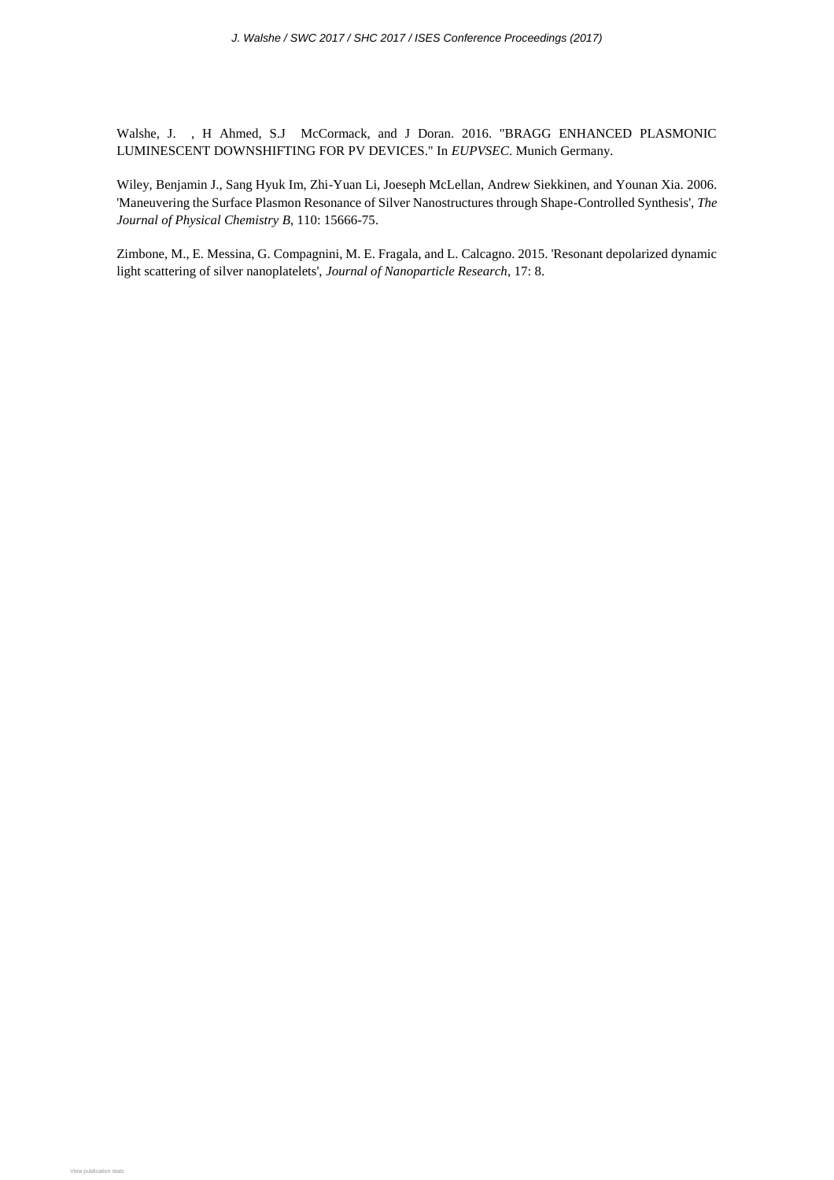Walshe, J.  , H Ahmed, S.J  McCormack, and J Doran. 2016. "BRAGG ENHANCED PLASMONIC LUMINESCENT DOWNSHIFTING FOR PV DEVICES." In *EUPVSEC*. Munich Germany.

Wiley, Benjamin J., Sang Hyuk Im, Zhi-Yuan Li, Joeseph McLellan, Andrew Siekkinen, and Younan Xia. 2006. 'Maneuvering the Surface Plasmon Resonance of Silver Nanostructures through Shape-Controlled Synthesis', *The Journal of Physical Chemistry B*, 110: 15666-75.

Zimbone, M., E. Messina, G. Compagnini, M. E. Fragala, and L. Calcagno. 2015. 'Resonant depolarized dynamic light scattering of silver nanoplatelets', *Journal of Nanoparticle Research*, 17: 8.